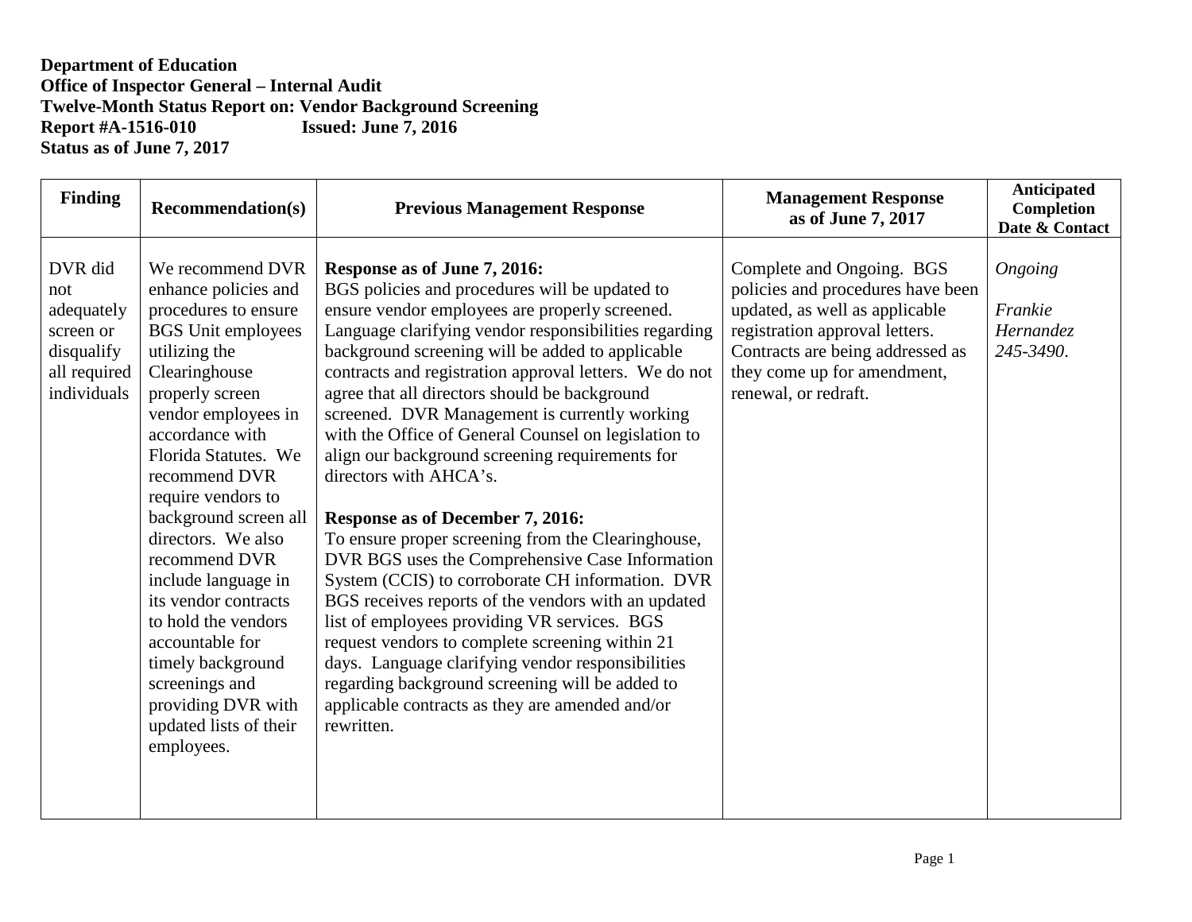**Department of Education**
**Office of Inspector General – Internal Audit**
**Twelve-Month Status Report on: Vendor Background Screening**
**Report #A-1516-010 Issued: June 7, 2016**
**Status as of June 7, 2017**

| Finding | Recommendation(s) | Previous Management Response | Management Response as of June 7, 2017 | Anticipated Completion Date & Contact |
|---|---|---|---|---|
| DVR did not adequately screen or disqualify all required individuals | We recommend DVR enhance policies and procedures to ensure BGS Unit employees utilizing the Clearinghouse properly screen vendor employees in accordance with Florida Statutes. We recommend DVR require vendors to background screen all directors. We also recommend DVR include language in its vendor contracts to hold the vendors accountable for timely background screenings and providing DVR with updated lists of their employees. | **Response as of June 7, 2016:** BGS policies and procedures will be updated to ensure vendor employees are properly screened. Language clarifying vendor responsibilities regarding background screening will be added to applicable contracts and registration approval letters. We do not agree that all directors should be background screened. DVR Management is currently working with the Office of General Counsel on legislation to align our background screening requirements for directors with AHCA's.<br><br>**Response as of December 7, 2016:** To ensure proper screening from the Clearinghouse, DVR BGS uses the Comprehensive Case Information System (CCIS) to corroborate CH information. DVR BGS receives reports of the vendors with an updated list of employees providing VR services. BGS request vendors to complete screening within 21 days. Language clarifying vendor responsibilities regarding background screening will be added to applicable contracts as they are amended and/or rewritten. | Complete and Ongoing. BGS policies and procedures have been updated, as well as applicable registration approval letters. Contracts are being addressed as they come up for amendment, renewal, or redraft. | *Ongoing*<br><br>*Frankie Hernandez 245-3490*. |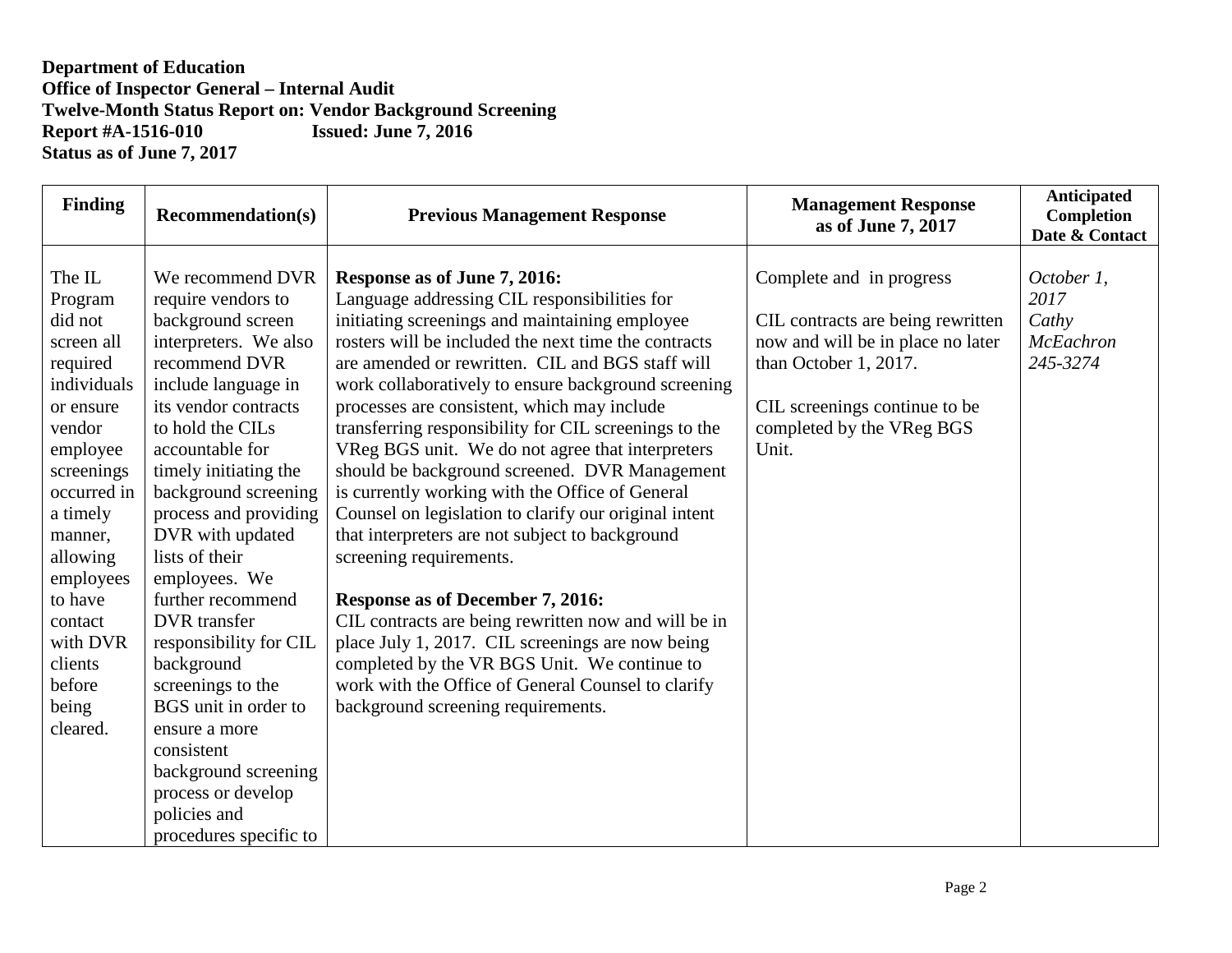**Department of Education**
**Office of Inspector General – Internal Audit**
**Twelve-Month Status Report on: Vendor Background Screening**
**Report #A-1516-010 Issued: June 7, 2016**
**Status as of June 7, 2017**

| Finding | Recommendation(s) | Previous Management Response | Management Response as of June 7, 2017 | Anticipated Completion Date & Contact |
|---|---|---|---|---|
| The IL Program did not screen all required individuals or ensure vendor employee screenings occurred in a timely manner, allowing employees to have contact with DVR clients before being cleared. | We recommend DVR require vendors to background screen interpreters. We also recommend DVR include language in its vendor contracts to hold the CILs accountable for timely initiating the background screening process and providing DVR with updated lists of their employees. We further recommend DVR transfer responsibility for CIL background screenings to the BGS unit in order to ensure a more consistent background screening process or develop policies and procedures specific to | **Response as of June 7, 2016:** Language addressing CIL responsibilities for initiating screenings and maintaining employee rosters will be included the next time the contracts are amended or rewritten. CIL and BGS staff will work collaboratively to ensure background screening processes are consistent, which may include transferring responsibility for CIL screenings to the VReg BGS unit. We do not agree that interpreters should be background screened. DVR Management is currently working with the Office of General Counsel on legislation to clarify our original intent that interpreters are not subject to background screening requirements.<br><br>**Response as of December 7, 2016:** CIL contracts are being rewritten now and will be in place July 1, 2017. CIL screenings are now being completed by the VR BGS Unit. We continue to work with the Office of General Counsel to clarify background screening requirements. | Complete and in progress<br><br>CIL contracts are being rewritten now and will be in place no later than October 1, 2017.<br><br>CIL screenings continue to be completed by the VReg BGS Unit. | *October 1, 2017*<br>*Cathy McEachron*<br>*245-3274* |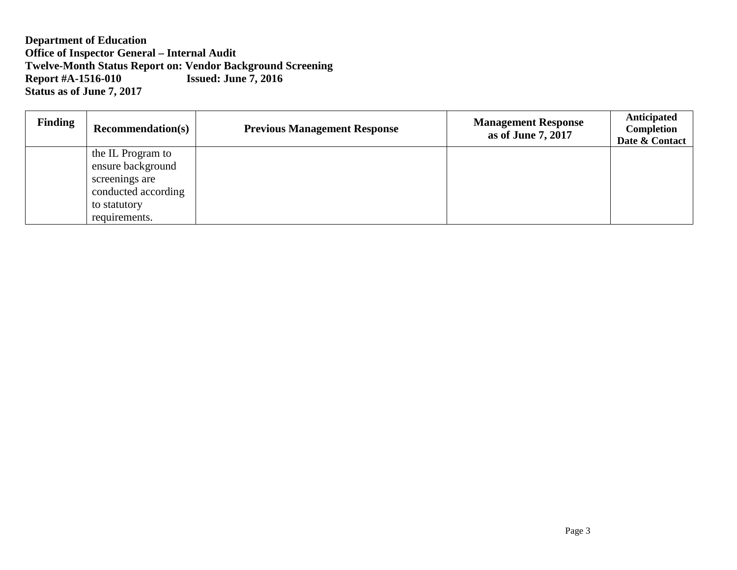**Department of Education**
**Office of Inspector General – Internal Audit**
**Twelve-Month Status Report on: Vendor Background Screening**
**Report #A-1516-010 Issued: June 7, 2016**
**Status as of June 7, 2017**

| Finding | Recommendation(s) | Previous Management Response | Management Response as of June 7, 2017 | Anticipated Completion Date & Contact |
|---|---|---|---|---|
| | the IL Program to ensure background screenings are conducted according to statutory requirements. | | | |